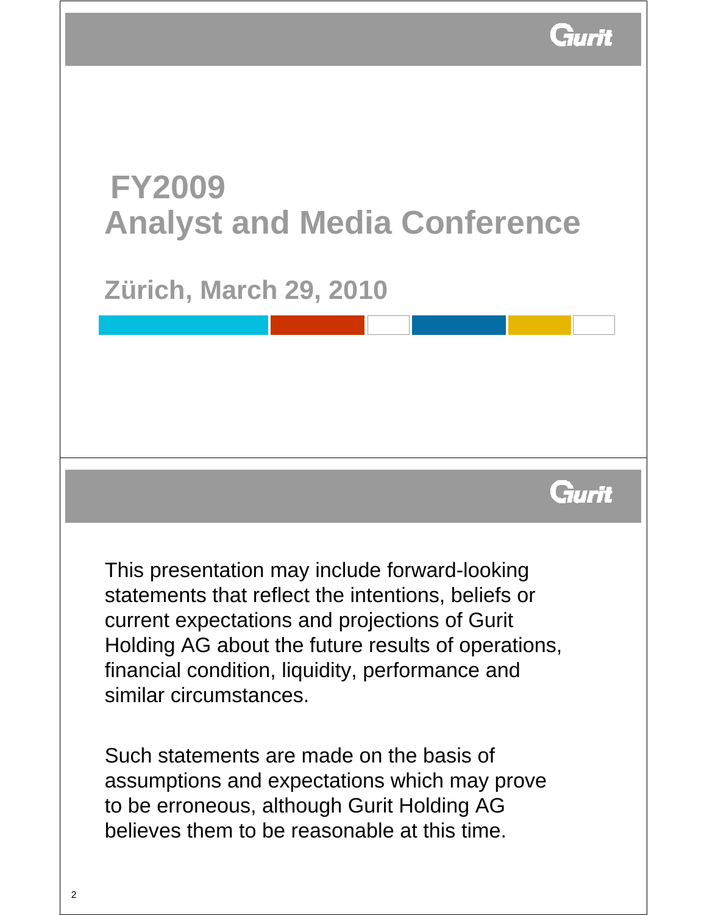# FY2009
# Analyst and Media Conference

## Zürich, March 29, 2010

This presentation may include forward-looking statements that reflect the intentions, beliefs or current expectations and projections of Gurit Holding AG about the future results of operations, financial condition, liquidity, performance and similar circumstances.

Such statements are made on the basis of assumptions and expectations which may prove to be erroneous, although Gurit Holding AG believes them to be reasonable at this time.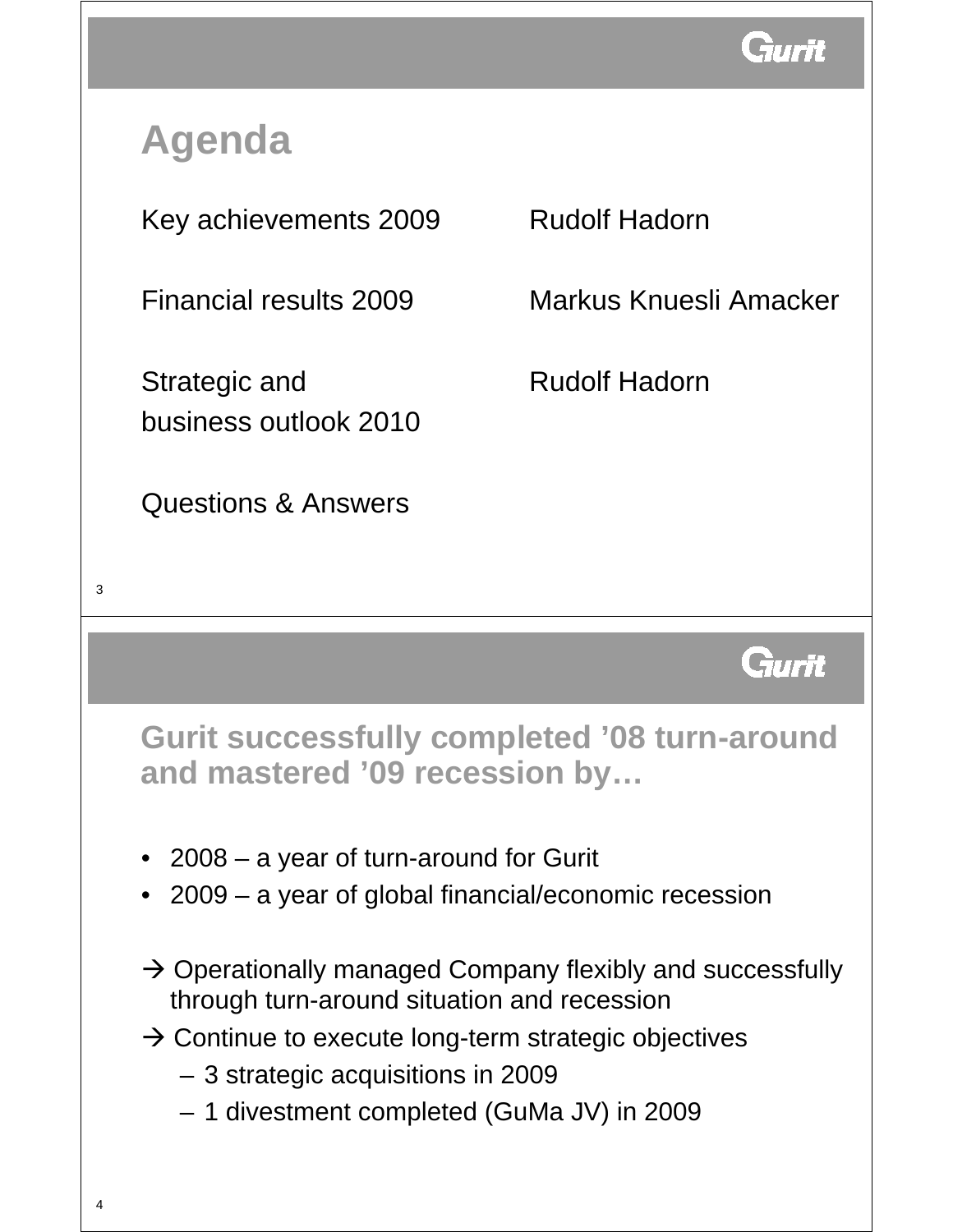## Agenda

| | |
|---|---|
| Key achievements 2009 | Rudolf Hadorn |
| Financial results 2009 | Markus Knuesli Amacker |
| Strategic and business outlook 2010 | Rudolf Hadorn |
| Questions & Answers | |

## Gurit successfully completed ’08 turn-around and mastered ’09 recession by…

- 2008 – a year of turn-around for Gurit
- 2009 – a year of global financial/economic recession

→ Operationally managed Company flexibly and successfully through turn-around situation and recession

→ Continue to execute long-term strategic objectives

- 3 strategic acquisitions in 2009
- 1 divestment completed (GuMa JV) in 2009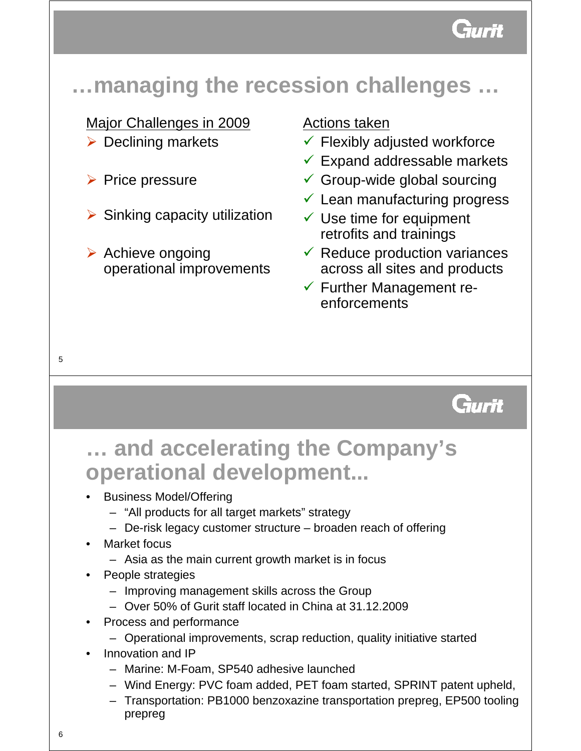## …managing the recession challenges …

Major Challenges in 2009

- Declining markets
- Price pressure
- Sinking capacity utilization
- Achieve ongoing operational improvements

Actions taken

- ✓ Flexibly adjusted workforce
- ✓ Expand addressable markets
- ✓ Group-wide global sourcing
- ✓ Lean manufacturing progress
- ✓ Use time for equipment retrofits and trainings
- ✓ Reduce production variances across all sites and products
- ✓ Further Management re-enforcements

## … and accelerating the Company's operational development...

- Business Model/Offering
  - "All products for all target markets" strategy
  - De-risk legacy customer structure – broaden reach of offering
- Market focus
  - Asia as the main current growth market is in focus
- People strategies
  - Improving management skills across the Group
  - Over 50% of Gurit staff located in China at 31.12.2009
- Process and performance
  - Operational improvements, scrap reduction, quality initiative started
- Innovation and IP
  - Marine: M-Foam, SP540 adhesive launched
  - Wind Energy: PVC foam added, PET foam started, SPRINT patent upheld,
  - Transportation: PB1000 benzoxazine transportation prepreg, EP500 tooling prepreg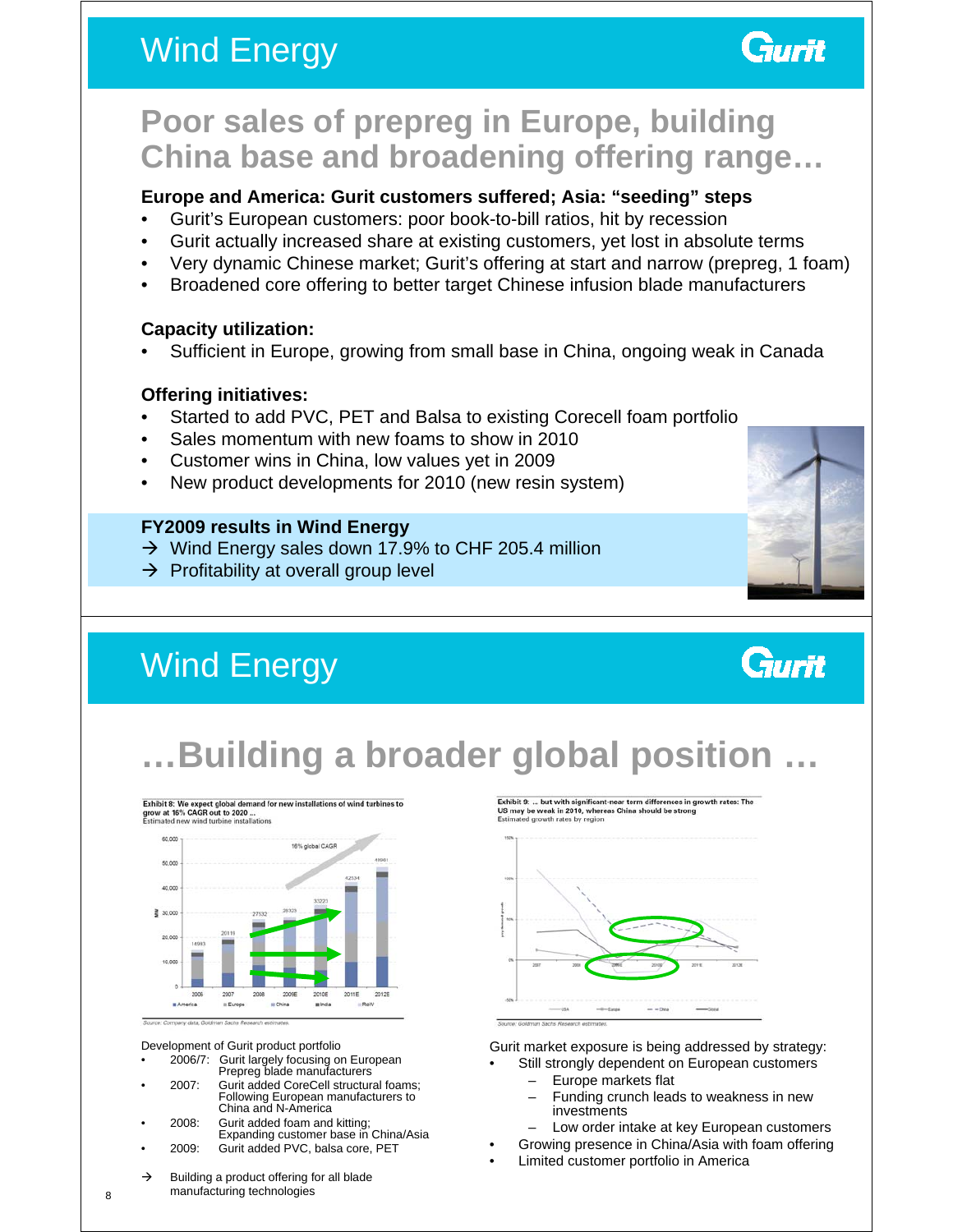# Wind Energy

## Poor sales of prepreg in Europe, building China base and broadening offering range…

**Europe and America: Gurit customers suffered; Asia: "seeding" steps**

- Gurit's European customers: poor book-to-bill ratios, hit by recession
- Gurit actually increased share at existing customers, yet lost in absolute terms
- Very dynamic Chinese market; Gurit's offering at start and narrow (prepreg, 1 foam)
- Broadened core offering to better target Chinese infusion blade manufacturers

**Capacity utilization:**

- Sufficient in Europe, growing from small base in China, ongoing weak in Canada

**Offering initiatives:**

- Started to add PVC, PET and Balsa to existing Corecell foam portfolio
- Sales momentum with new foams to show in 2010
- Customer wins in China, low values yet in 2009
- New product developments for 2010 (new resin system)

**FY2009 results in Wind Energy**

→ Wind Energy sales down 17.9% to CHF 205.4 million
→ Profitability at overall group level

# Wind Energy

## …Building a broader global position …

Exhibit 8: We expect global demand for new installations of wind turbines to grow at 16% CAGR out to 2020 ...
Estimated new wind turbine installations

Source: Company data, Goldman Sachs Research estimates.

Exhibit 9: ... but with significant near term differences in growth rates: The US may be weak in 2010, whereas China should be strong
Estimated growth rates by region

Source: Goldman Sachs Research estimates.

Development of Gurit product portfolio

- 2006/7: Gurit largely focusing on European Prepreg blade manufacturers
- 2007: Gurit added CoreCell structural foams; Following European manufacturers to China and N-America
- 2008: Gurit added foam and kitting; Expanding customer base in China/Asia
- 2009: Gurit added PVC, balsa core, PET

→ Building a product offering for all blade manufacturing technologies

Gurit market exposure is being addressed by strategy:

- Still strongly dependent on European customers
  - Europe markets flat
  - Funding crunch leads to weakness in new investments
  - Low order intake at key European customers
- Growing presence in China/Asia with foam offering
- Limited customer portfolio in America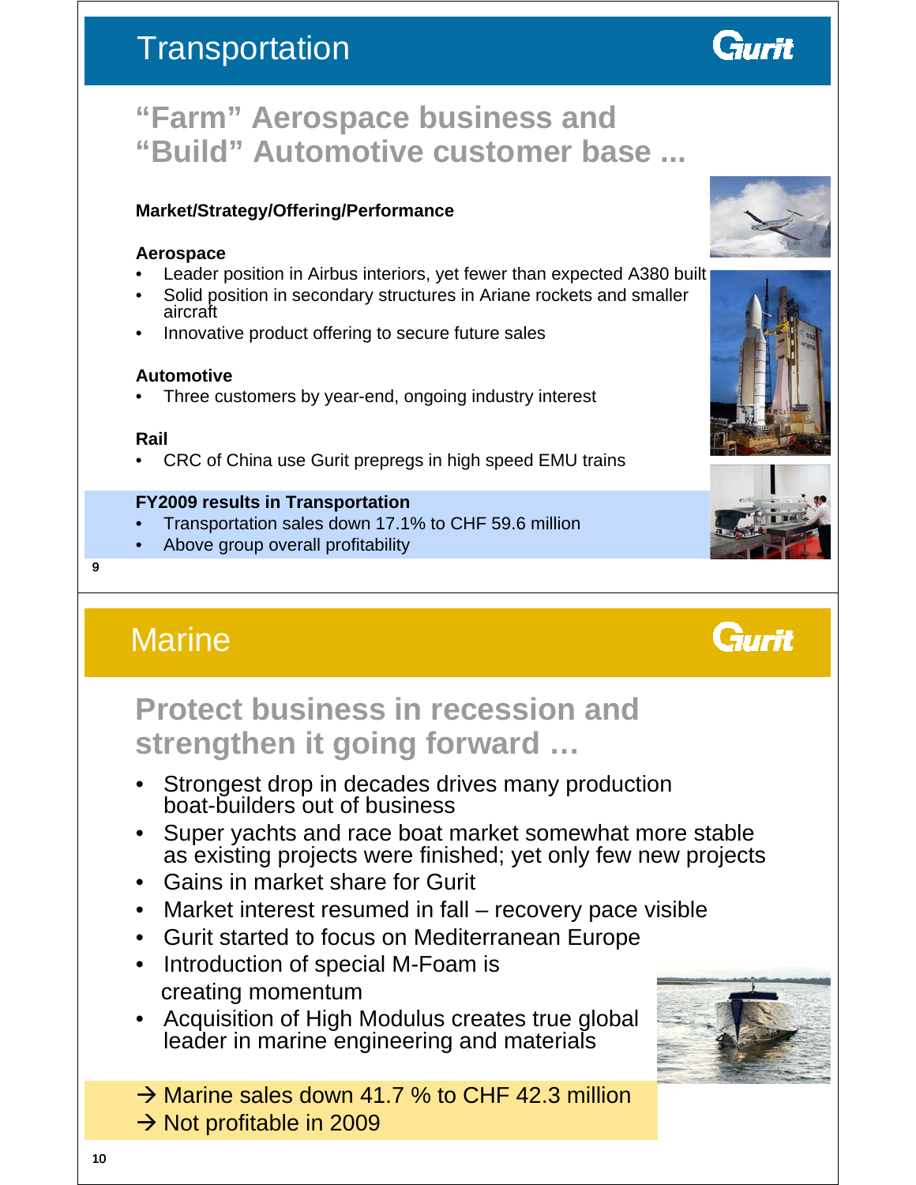# Transportation

## “Farm” Aerospace business and “Build” Automotive customer base ...

**Market/Strategy/Offering/Performance**

**Aerospace**

- Leader position in Airbus interiors, yet fewer than expected A380 built
- Solid position in secondary structures in Ariane rockets and smaller aircraft
- Innovative product offering to secure future sales

**Automotive**

- Three customers by year-end, ongoing industry interest

**Rail**

- CRC of China use Gurit prepregs in high speed EMU trains

**FY2009 results in Transportation**

- Transportation sales down 17.1% to CHF 59.6 million
- Above group overall profitability

# Marine

## Protect business in recession and strengthen it going forward …

- Strongest drop in decades drives many production boat-builders out of business
- Super yachts and race boat market somewhat more stable as existing projects were finished; yet only few new projects
- Gains in market share for Gurit
- Market interest resumed in fall – recovery pace visible
- Gurit started to focus on Mediterranean Europe
- Introduction of special M-Foam is creating momentum
- Acquisition of High Modulus creates true global leader in marine engineering and materials

→ Marine sales down 41.7 % to CHF 42.3 million
→ Not profitable in 2009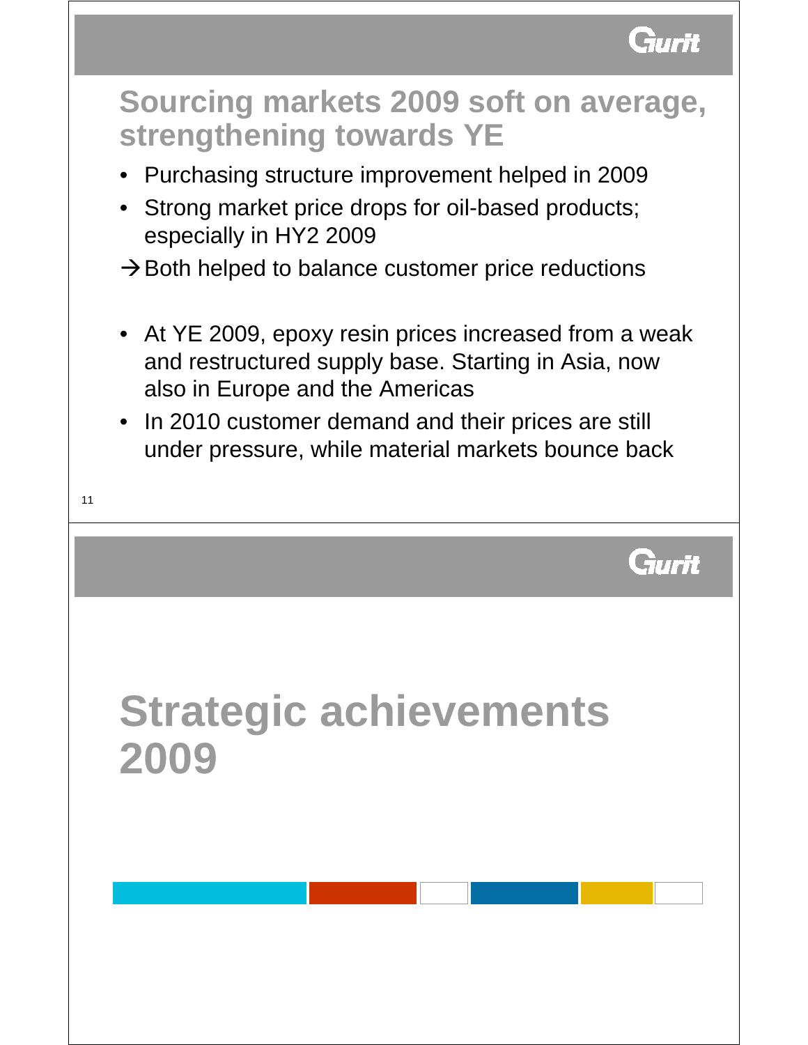## Sourcing markets 2009 soft on average, strengthening towards YE

- Purchasing structure improvement helped in 2009
- Strong market price drops for oil-based products; especially in HY2 2009

→ Both helped to balance customer price reductions

- At YE 2009, epoxy resin prices increased from a weak and restructured supply base. Starting in Asia, now also in Europe and the Americas
- In 2010 customer demand and their prices are still under pressure, while material markets bounce back

## Strategic achievements 2009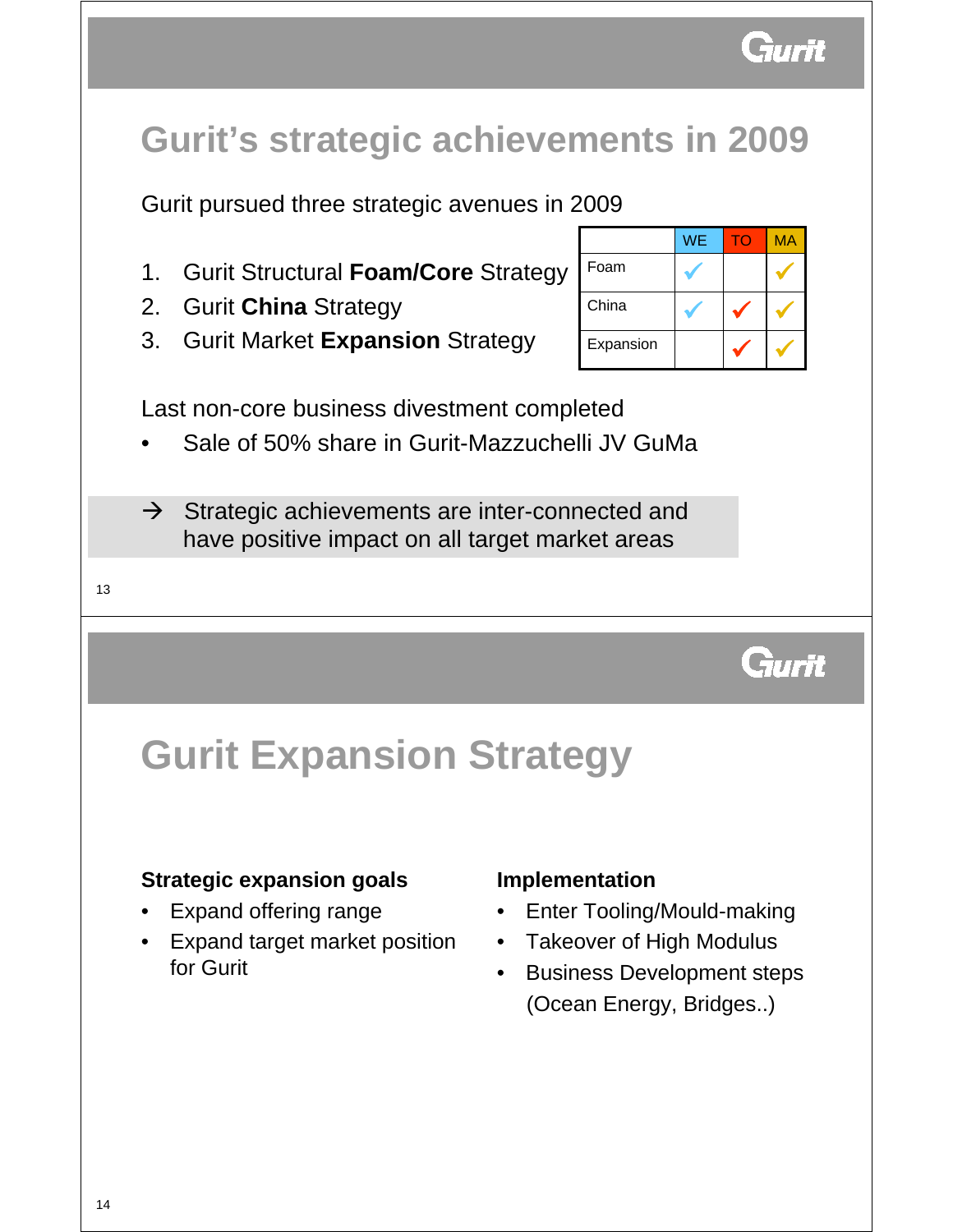# Gurit's strategic achievements in 2009

Gurit pursued three strategic avenues in 2009

1. Gurit Structural **Foam/Core** Strategy
2. Gurit **China** Strategy
3. Gurit Market **Expansion** Strategy

| | WE | TO | MA |
|---|---|---|---|
| Foam | ✓ | | ✓ |
| China | ✓ | ✓ | ✓ |
| Expansion | | ✓ | ✓ |

Last non-core business divestment completed

- Sale of 50% share in Gurit-Mazzuchelli JV GuMa

→ Strategic achievements are inter-connected and have positive impact on all target market areas

# Gurit Expansion Strategy

**Strategic expansion goals**

- Expand offering range
- Expand target market position for Gurit

**Implementation**

- Enter Tooling/Mould-making
- Takeover of High Modulus
- Business Development steps (Ocean Energy, Bridges..)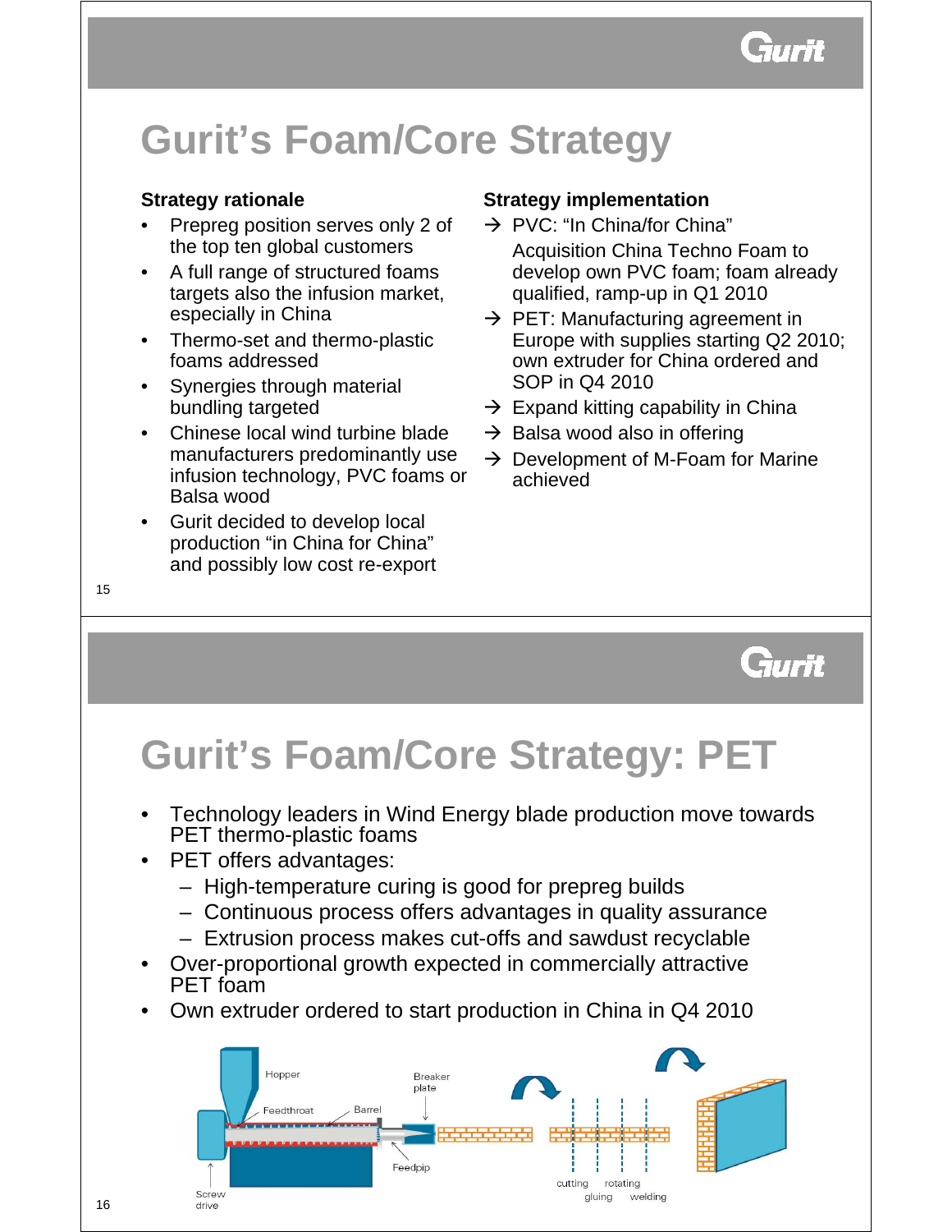# Gurit's Foam/Core Strategy

## Strategy rationale

- Prepreg position serves only 2 of the top ten global customers
- A full range of structured foams targets also the infusion market, especially in China
- Thermo-set and thermo-plastic foams addressed
- Synergies through material bundling targeted
- Chinese local wind turbine blade manufacturers predominantly use infusion technology, PVC foams or Balsa wood
- Gurit decided to develop local production "in China for China" and possibly low cost re-export

## Strategy implementation

→ PVC: "In China/for China"
Acquisition China Techno Foam to develop own PVC foam; foam already qualified, ramp-up in Q1 2010

→ PET: Manufacturing agreement in Europe with supplies starting Q2 2010; own extruder for China ordered and SOP in Q4 2010

→ Expand kitting capability in China

→ Balsa wood also in offering

→ Development of M-Foam for Marine achieved

# Gurit's Foam/Core Strategy: PET

- Technology leaders in Wind Energy blade production move towards PET thermo-plastic foams
- PET offers advantages:
  - High-temperature curing is good for prepreg builds
  - Continuous process offers advantages in quality assurance
  - Extrusion process makes cut-offs and sawdust recyclable
- Over-proportional growth expected in commercially attractive PET foam
- Own extruder ordered to start production in China in Q4 2010

Hopper, Feedthroat, Barrel, Breaker plate, Feedpip, Screw drive, cutting, gluing, rotating, welding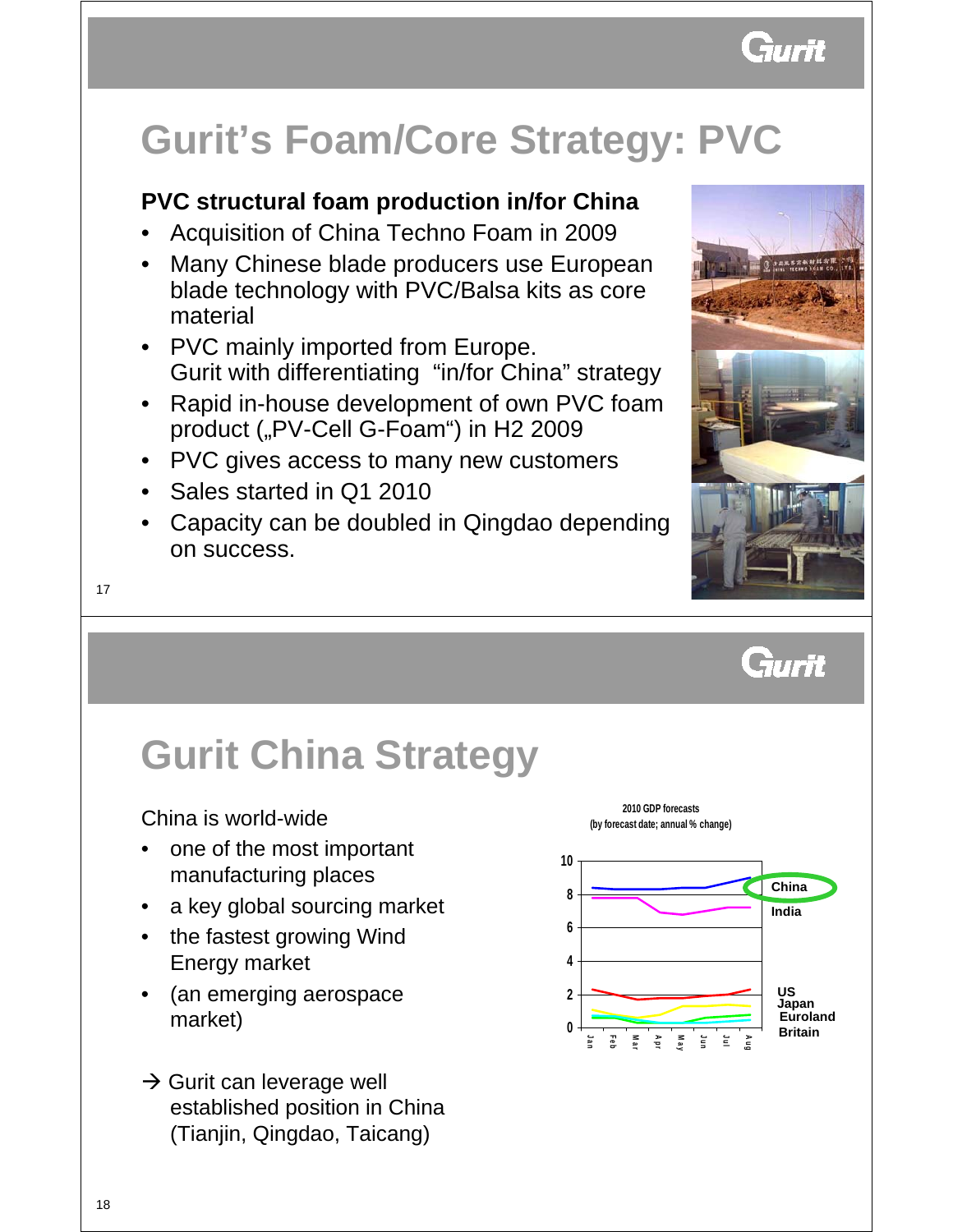# Gurit's Foam/Core Strategy: PVC

**PVC structural foam production in/for China**

- Acquisition of China Techno Foam in 2009
- Many Chinese blade producers use European blade technology with PVC/Balsa kits as core material
- PVC mainly imported from Europe.
  Gurit with differentiating "in/for China" strategy
- Rapid in-house development of own PVC foam product („PV-Cell G-Foam") in H2 2009
- PVC gives access to many new customers
- Sales started in Q1 2010
- Capacity can be doubled in Qingdao depending on success.

# Gurit China Strategy

China is world-wide

- one of the most important manufacturing places
- a key global sourcing market
- the fastest growing Wind Energy market
- (an emerging aerospace market)

→ Gurit can leverage well established position in China (Tianjin, Qingdao, Taicang)

2010 GDP forecasts
(by forecast date; annual % change)

China, India, US, Japan, Euroland, Britain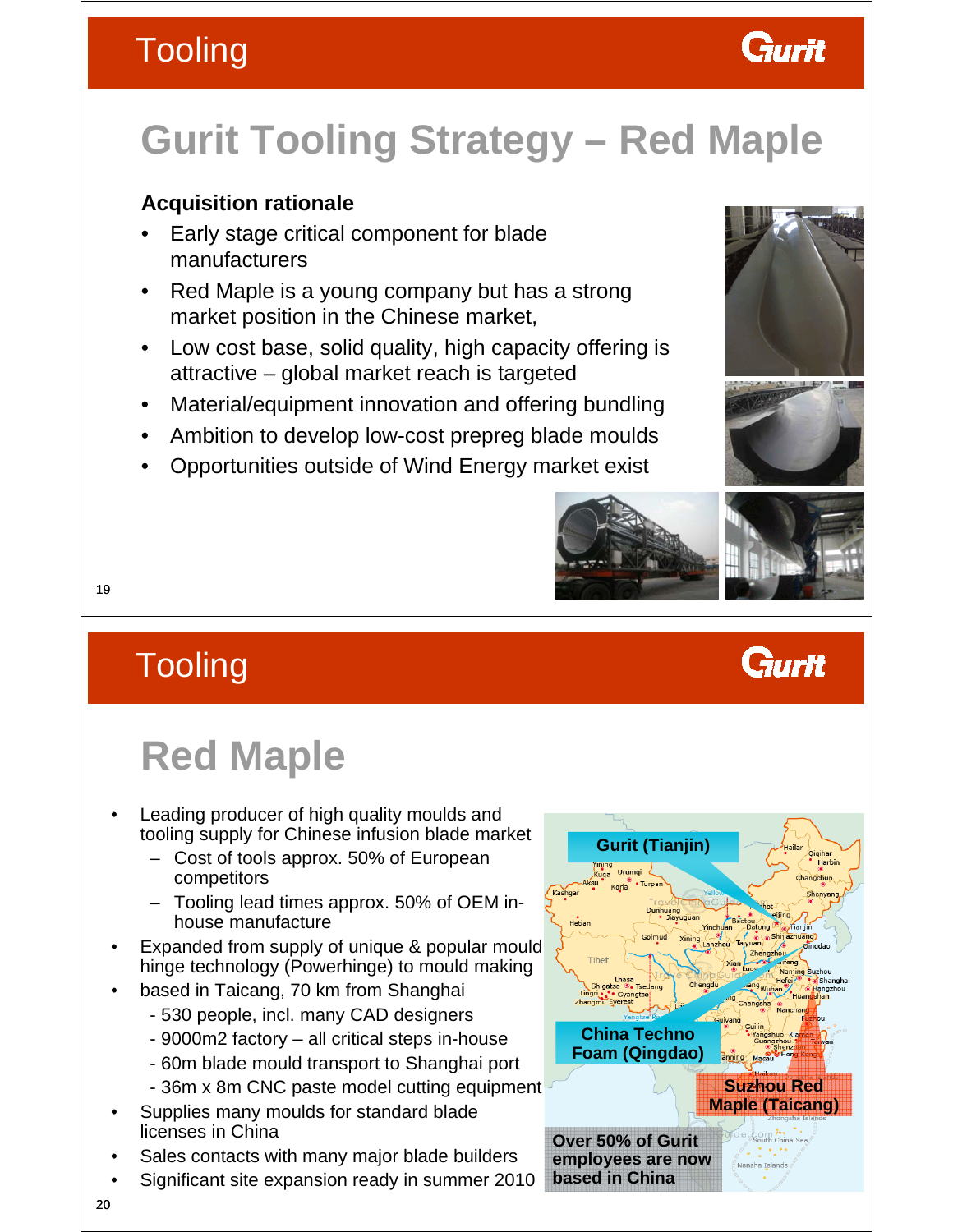# Tooling

## Gurit Tooling Strategy – Red Maple

### Acquisition rationale

- Early stage critical component for blade manufacturers
- Red Maple is a young company but has a strong market position in the Chinese market,
- Low cost base, solid quality, high capacity offering is attractive – global market reach is targeted
- Material/equipment innovation and offering bundling
- Ambition to develop low-cost prepreg blade moulds
- Opportunities outside of Wind Energy market exist

# Tooling

## Red Maple

- Leading producer of high quality moulds and tooling supply for Chinese infusion blade market
  - Cost of tools approx. 50% of European competitors
  - Tooling lead times approx. 50% of OEM in-house manufacture
- Expanded from supply of unique & popular mould hinge technology (Powerhinge) to mould making
- based in Taicang, 70 km from Shanghai
  - 530 people, incl. many CAD designers
  - 9000m2 factory – all critical steps in-house
  - 60m blade mould transport to Shanghai port
  - 36m x 8m CNC paste model cutting equipment
- Supplies many moulds for standard blade licenses in China
- Sales contacts with many major blade builders
- Significant site expansion ready in summer 2010

Gurit (Tianjin)

China Techno Foam (Qingdao)

Suzhou Red Maple (Taicang)

Over 50% of Gurit employees are now based in China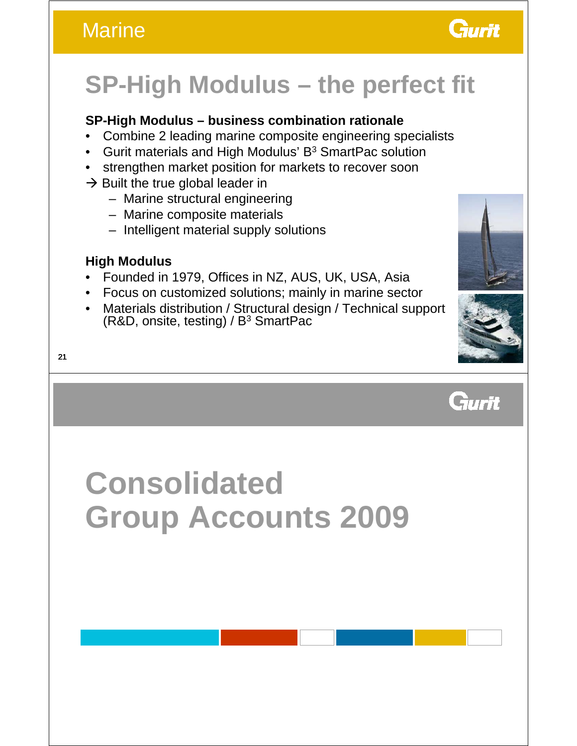# Marine

## SP-High Modulus – the perfect fit

**SP-High Modulus – business combination rationale**

- Combine 2 leading marine composite engineering specialists
- Gurit materials and High Modulus' B³ SmartPac solution
- strengthen market position for markets to recover soon

→ Built the true global leader in

- Marine structural engineering
- Marine composite materials
- Intelligent material supply solutions

**High Modulus**

- Founded in 1979, Offices in NZ, AUS, UK, USA, Asia
- Focus on customized solutions; mainly in marine sector
- Materials distribution / Structural design / Technical support (R&D, onsite, testing) / B³ SmartPac

# Consolidated Group Accounts 2009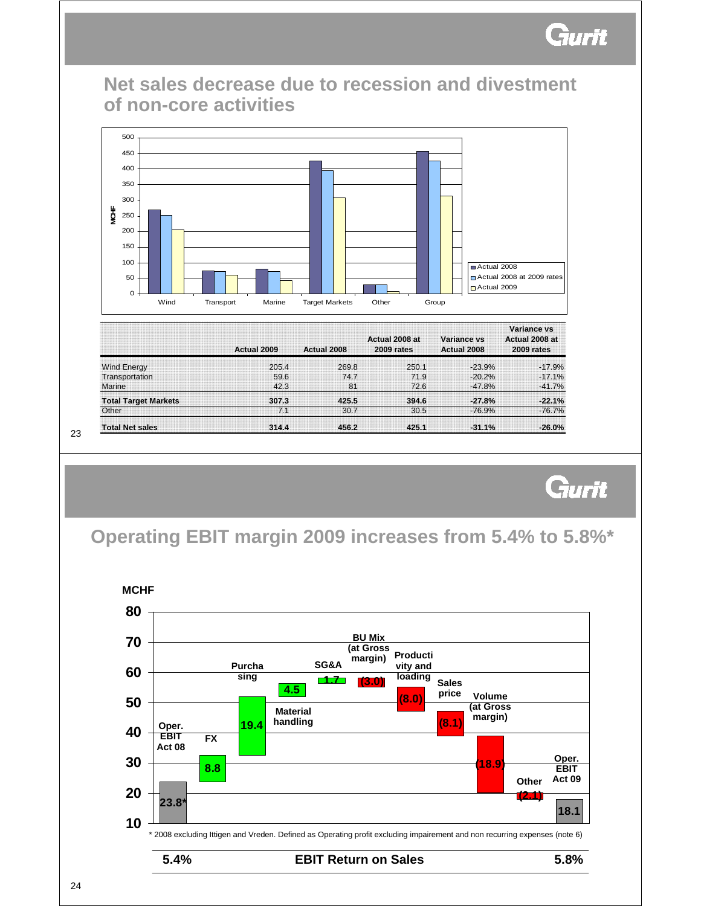## Net sales decrease due to recession and divestment of non-core activities

|  | Actual 2009 | Actual 2008 | Actual 2008 at 2009 rates | Variance vs Actual 2008 | Variance vs Actual 2008 at 2009 rates |
|---|---|---|---|---|---|
| Wind Energy | 205.4 | 269.8 | 250.1 | -23.9% | -17.9% |
| Transportation | 59.6 | 74.7 | 71.9 | -20.2% | -17.1% |
| Marine | 42.3 | 81 | 72.6 | -47.8% | -41.7% |
| **Total Target Markets** | **307.3** | **425.5** | **394.6** | **-27.8%** | **-22.1%** |
| Other | 7.1 | 30.7 | 30.5 | -76.9% | -76.7% |
| **Total Net sales** | **314.4** | **456.2** | **425.1** | **-31.1%** | **-26.0%** |

## Operating EBIT margin 2009 increases from 5.4% to 5.8%*

MCHF

| Item | MCHF |
|---|---|
| Oper. EBIT Act 08 | 23.8* |
| FX | 8.8 |
| Purchasing | 19.4 |
| Material handling | 4.5 |
| SG&A | 1.7 |
| BU Mix (at Gross margin) | (3.0) |
| Productivity and loading | (8.0) |
| Sales price | (8.1) |
| Volume (at Gross margin) | (18.9) |
| Other | (2.1) |
| Oper. EBIT Act 09 | 18.1 |

* 2008 excluding Ittigen and Vreden. Defined as Operating profit excluding impairement and non recurring expenses (note 6)

| 5.4% | EBIT Return on Sales | 5.8% |
|---|---|---|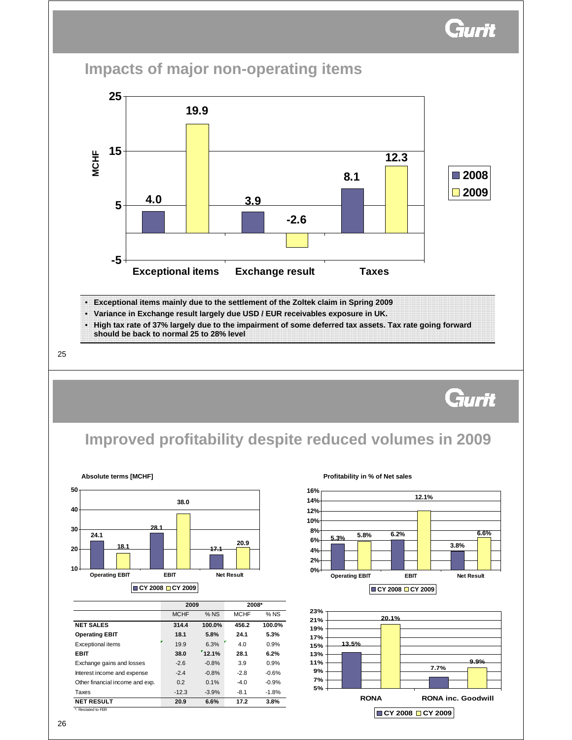## Impacts of major non-operating items

MCHF

| | 2008 | 2009 |
|---|---|---|
| Exceptional items | 4.0 | 19.9 |
| Exchange result | 3.9 | -2.6 |
| Taxes | 8.1 | 12.3 |

- Exceptional items mainly due to the settlement of the Zoltek claim in Spring 2009
- Variance in Exchange result largely due USD / EUR receivables exposure in UK.
- High tax rate of 37% largely due to the impairment of some deferred tax assets. Tax rate going forward should be back to normal 25 to 28% level

## Improved profitability despite reduced volumes in 2009

**Absolute terms [MCHF]**

| | CY 2008 | CY 2009 |
|---|---|---|
| Operating EBIT | 24.1 | 18.1 |
| EBIT | 28.1 | 38.0 |
| Net Result | 17.1 | 20.9 |

**Profitability in % of Net sales**

| | CY 2008 | CY 2009 |
|---|---|---|
| Operating EBIT | 5.3% | 5.8% |
| EBIT | 6.2% | 12.1% |
| Net Result | 3.8% | 6.6% |

| | CY 2008 | CY 2009 |
|---|---|---|
| RONA | 13.5% | 20.1% |
| RONA inc. Goodwill | 7.7% | 9.9% |

| | 2009 | | 2008* | |
|---|---|---|---|---|
| | MCHF | % NS | MCHF | % NS |
| **NET SALES** | **314.4** | **100.0%** | **456.2** | **100.0%** |
| **Operating EBIT** | **18.1** | **5.8%** | **24.1** | **5.3%** |
| Exceptional items | 19.9 | 6.3% | 4.0 | 0.9% |
| **EBIT** | **38.0** | **12.1%** | **28.1** | **6.2%** |
| Exchange gains and losses | -2.6 | -0.8% | 3.9 | 0.9% |
| Interest income and expense | -2.4 | -0.8% | -2.8 | -0.6% |
| Other financial income and exp. | 0.2 | 0.1% | -4.0 | -0.9% |
| Taxes | -12.3 | -3.9% | -8.1 | -1.8% |
| **NET RESULT** | **20.9** | **6.6%** | **17.2** | **3.8%** |

*: Restated to FER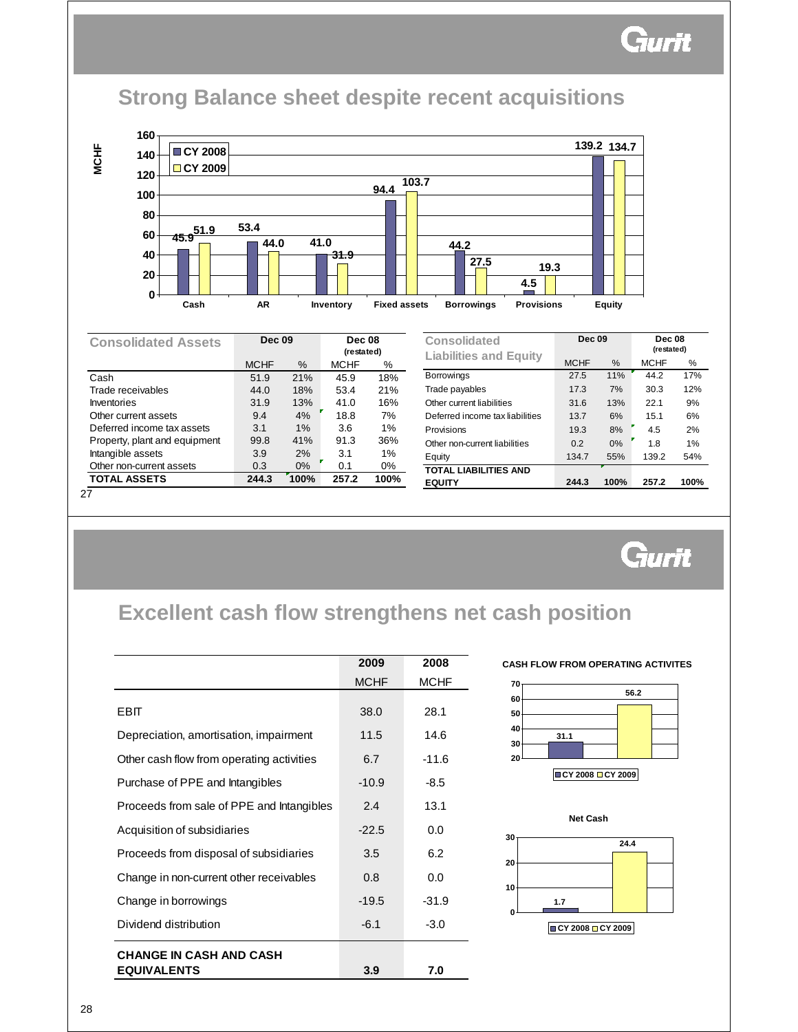## Strong Balance sheet despite recent acquisitions

MCHF

| | Cash | AR | Inventory | Fixed assets | Borrowings | Provisions | Equity |
|---|---|---|---|---|---|---|---|
| CY 2008 | 45.9 | 53.4 | 41.0 | 94.4 | 44.2 | 4.5 | 139.2 |
| CY 2009 | 51.9 | 44.0 | 31.9 | 103.7 | 27.5 | 19.3 | 134.7 |

| Consolidated Assets | Dec 09 | | Dec 08 (restated) | |
|---|---|---|---|---|
| | MCHF | % | MCHF | % |
| Cash | 51.9 | 21% | 45.9 | 18% |
| Trade receivables | 44.0 | 18% | 53.4 | 21% |
| Inventories | 31.9 | 13% | 41.0 | 16% |
| Other current assets | 9.4 | 4% | 18.8 | 7% |
| Deferred income tax assets | 3.1 | 1% | 3.6 | 1% |
| Property, plant and equipment | 99.8 | 41% | 91.3 | 36% |
| Intangible assets | 3.9 | 2% | 3.1 | 1% |
| Other non-current assets | 0.3 | 0% | 0.1 | 0% |
| **TOTAL ASSETS** | **244.3** | **100%** | **257.2** | **100%** |

| Consolidated Liabilities and Equity | Dec 09 | | Dec 08 (restated) | |
|---|---|---|---|---|
| | MCHF | % | MCHF | % |
| Borrowings | 27.5 | 11% | 44.2 | 17% |
| Trade payables | 17.3 | 7% | 30.3 | 12% |
| Other current liabilities | 31.6 | 13% | 22.1 | 9% |
| Deferred income tax liabilities | 13.7 | 6% | 15.1 | 6% |
| Provisions | 19.3 | 8% | 4.5 | 2% |
| Other non-current liabilities | 0.2 | 0% | 1.8 | 1% |
| Equity | 134.7 | 55% | 139.2 | 54% |
| **TOTAL LIABILITIES AND EQUITY** | **244.3** | **100%** | **257.2** | **100%** |

## Excellent cash flow strengthens net cash position

| | 2009 | 2008 |
|---|---|---|
| | MCHF | MCHF |
| EBIT | 38.0 | 28.1 |
| Depreciation, amortisation, impairment | 11.5 | 14.6 |
| Other cash flow from operating activities | 6.7 | -11.6 |
| Purchase of PPE and Intangibles | -10.9 | -8.5 |
| Proceeds from sale of PPE and Intangibles | 2.4 | 13.1 |
| Acquisition of subsidiaries | -22.5 | 0.0 |
| Proceeds from disposal of subsidiaries | 3.5 | 6.2 |
| Change in non-current other receivables | 0.8 | 0.0 |
| Change in borrowings | -19.5 | -31.9 |
| Dividend distribution | -6.1 | -3.0 |
| **CHANGE IN CASH AND CASH EQUIVALENTS** | **3.9** | **7.0** |

**CASH FLOW FROM OPERATING ACTIVITES**

| | CY 2008 | CY 2009 |
|---|---|---|
| Cash flow from operating activities | 31.1 | 56.2 |

**Net Cash**

| | CY 2008 | CY 2009 |
|---|---|---|
| Net Cash | 1.7 | 24.4 |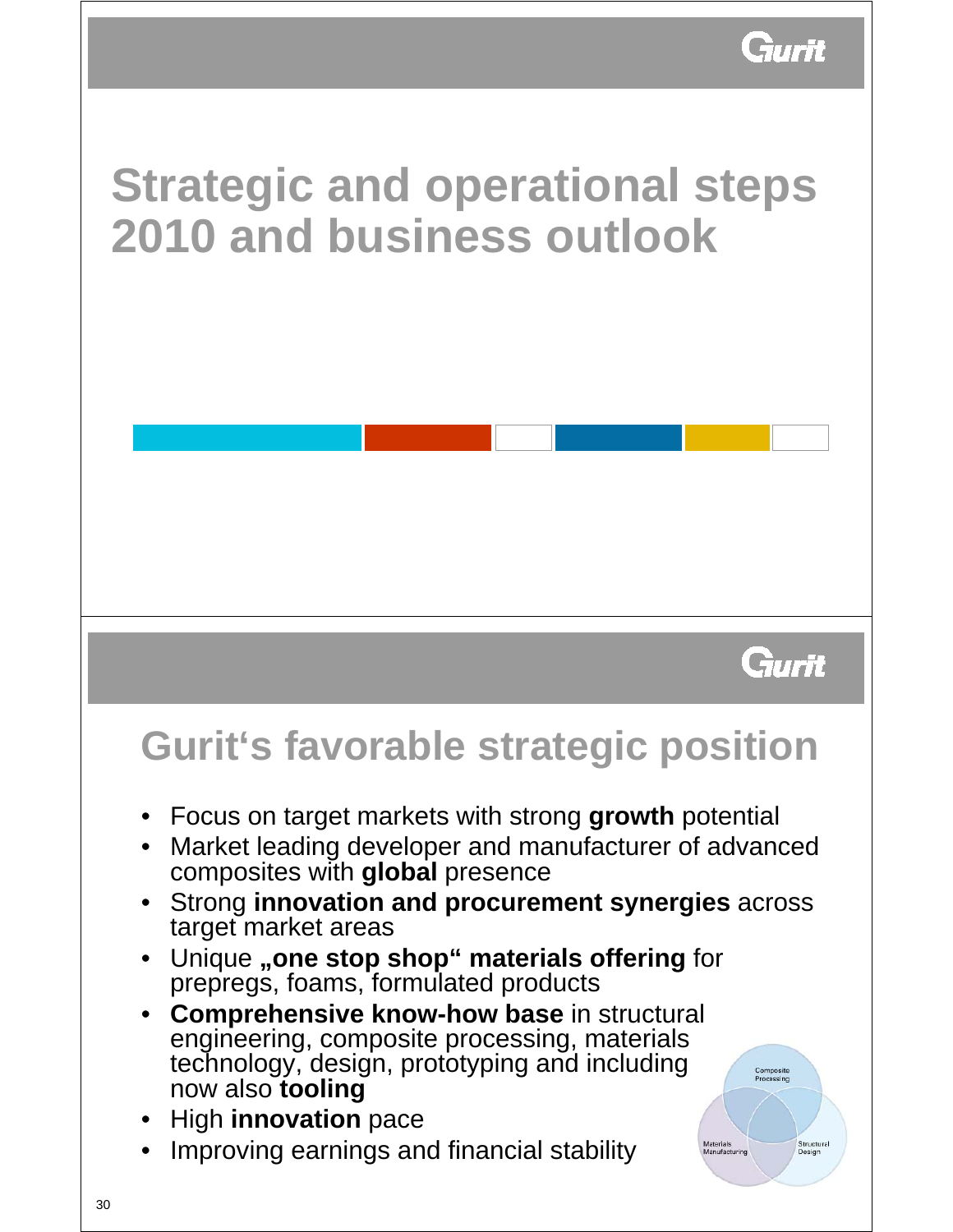# Strategic and operational steps 2010 and business outlook

## Gurit‘s favorable strategic position

- Focus on target markets with strong **growth** potential
- Market leading developer and manufacturer of advanced composites with **global** presence
- Strong **innovation and procurement synergies** across target market areas
- Unique **„one stop shop“ materials offering** for prepregs, foams, formulated products
- **Comprehensive know-how base** in structural engineering, composite processing, materials technology, design, prototyping and including now also **tooling**
- High **innovation** pace
- Improving earnings and financial stability

Composite Processing

Materials Manufacturing

Structural Design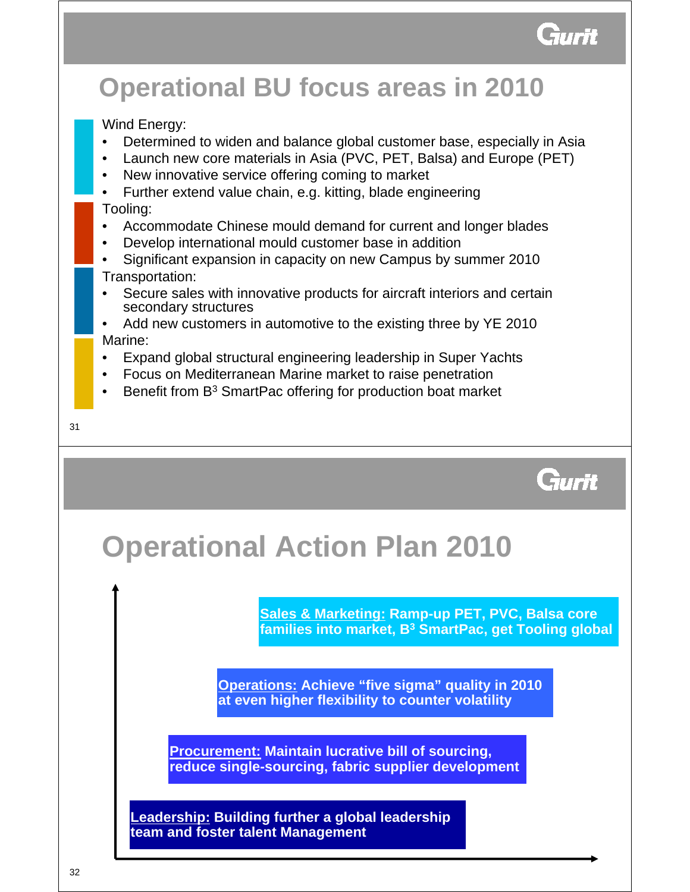## Operational BU focus areas in 2010

Wind Energy:

- Determined to widen and balance global customer base, especially in Asia
- Launch new core materials in Asia (PVC, PET, Balsa) and Europe (PET)
- New innovative service offering coming to market
- Further extend value chain, e.g. kitting, blade engineering

Tooling:

- Accommodate Chinese mould demand for current and longer blades
- Develop international mould customer base in addition
- Significant expansion in capacity on new Campus by summer 2010

Transportation:

- Secure sales with innovative products for aircraft interiors and certain secondary structures
- Add new customers in automotive to the existing three by YE 2010

Marine:

- Expand global structural engineering leadership in Super Yachts
- Focus on Mediterranean Marine market to raise penetration
- Benefit from $B^3$ SmartPac offering for production boat market

## Operational Action Plan 2010

**Sales & Marketing:** **Ramp-up PET, PVC, Balsa core families into market, $B^3$ SmartPac, get Tooling global**

**Operations:** **Achieve "five sigma" quality in 2010 at even higher flexibility to counter volatility**

**Procurement:** **Maintain lucrative bill of sourcing, reduce single-sourcing, fabric supplier development**

**Leadership:** **Building further a global leadership team and foster talent Management**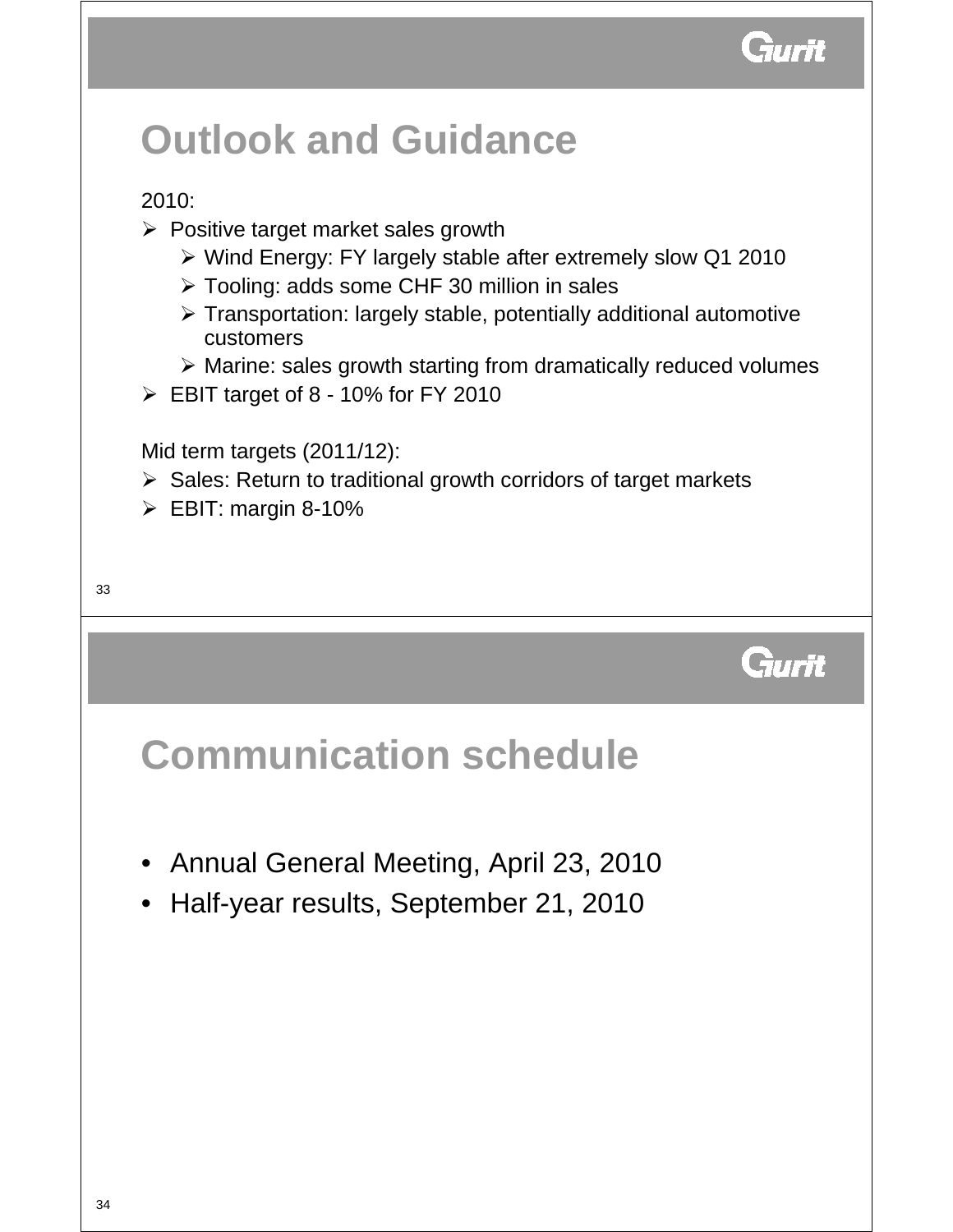# Outlook and Guidance

2010:

- Positive target market sales growth
  - Wind Energy: FY largely stable after extremely slow Q1 2010
  - Tooling: adds some CHF 30 million in sales
  - Transportation: largely stable, potentially additional automotive customers
  - Marine: sales growth starting from dramatically reduced volumes
- EBIT target of 8 - 10% for FY 2010

Mid term targets (2011/12):

- Sales: Return to traditional growth corridors of target markets
- EBIT: margin 8-10%

# Communication schedule

- Annual General Meeting, April 23, 2010
- Half-year results, September 21, 2010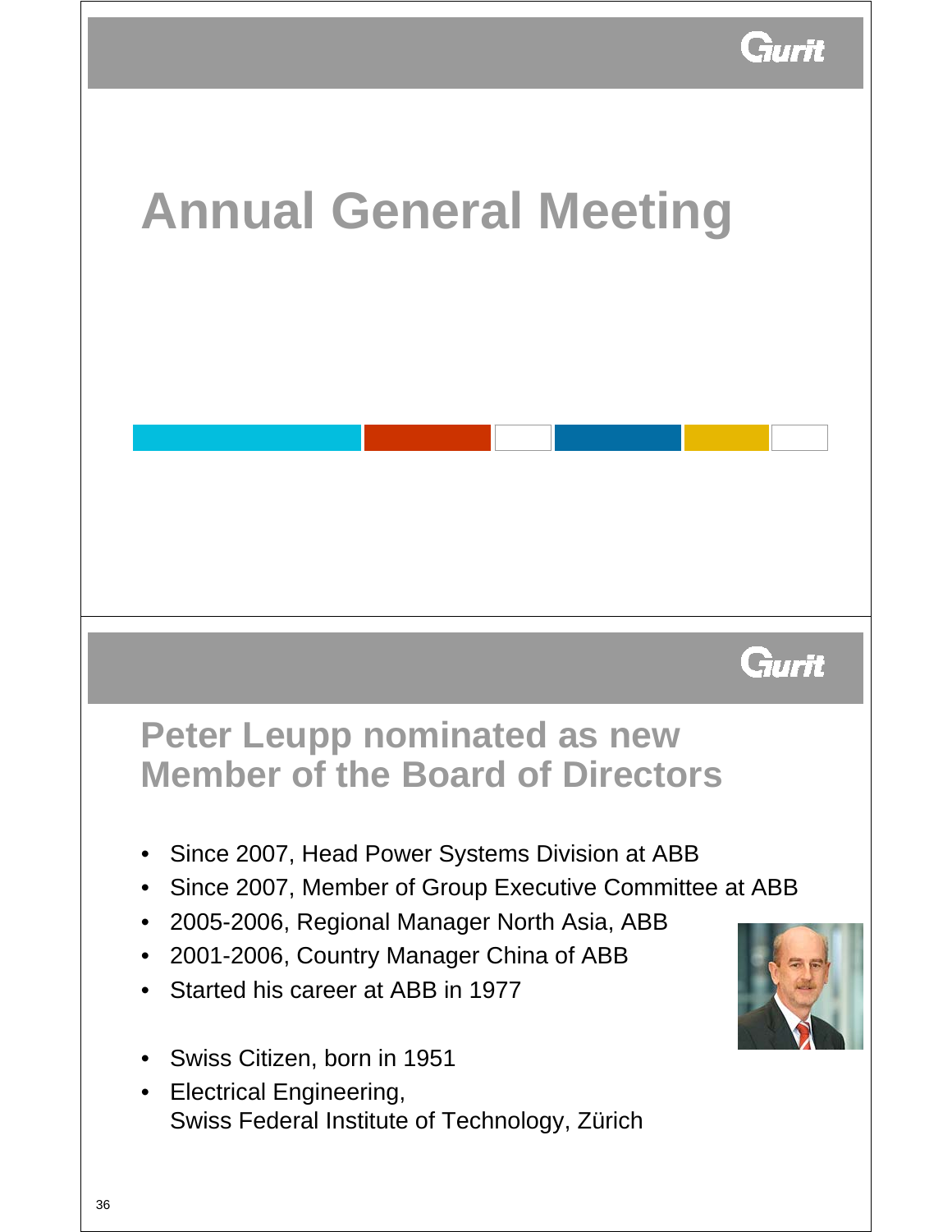# Annual General Meeting

## Peter Leupp nominated as new Member of the Board of Directors

- Since 2007, Head Power Systems Division at ABB
- Since 2007, Member of Group Executive Committee at ABB
- 2005-2006, Regional Manager North Asia, ABB
- 2001-2006, Country Manager China of ABB
- Started his career at ABB in 1977

- Swiss Citizen, born in 1951
- Electrical Engineering,
  Swiss Federal Institute of Technology, Zürich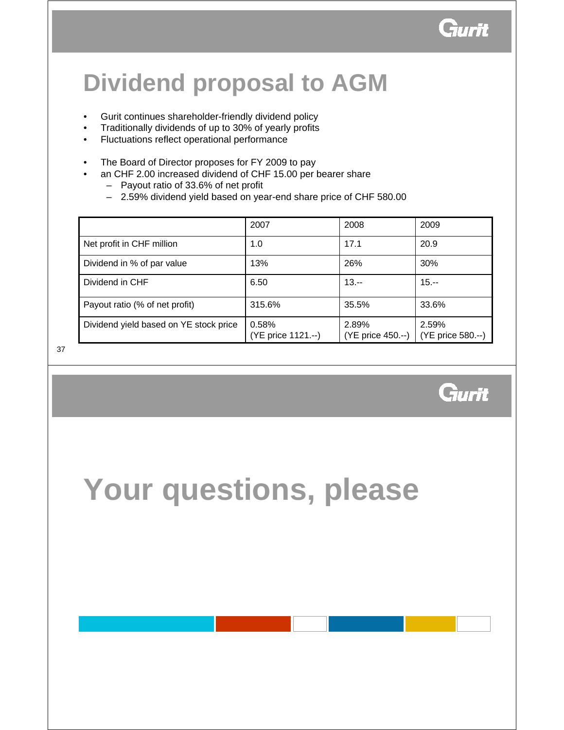# Dividend proposal to AGM

- Gurit continues shareholder-friendly dividend policy
- Traditionally dividends of up to 30% of yearly profits
- Fluctuations reflect operational performance

- The Board of Director proposes for FY 2009 to pay
- an CHF 2.00 increased dividend of CHF 15.00 per bearer share
  - Payout ratio of 33.6% of net profit
  - 2.59% dividend yield based on year-end share price of CHF 580.00

| | 2007 | 2008 | 2009 |
|---|---|---|---|
| Net profit in CHF million | 1.0 | 17.1 | 20.9 |
| Dividend in % of par value | 13% | 26% | 30% |
| Dividend in CHF | 6.50 | 13.-- | 15.-- |
| Payout ratio (% of net profit) | 315.6% | 35.5% | 33.6% |
| Dividend yield based on YE stock price | 0.58% (YE price 1121.--) | 2.89% (YE price 450.--) | 2.59% (YE price 580.--) |

# Your questions, please